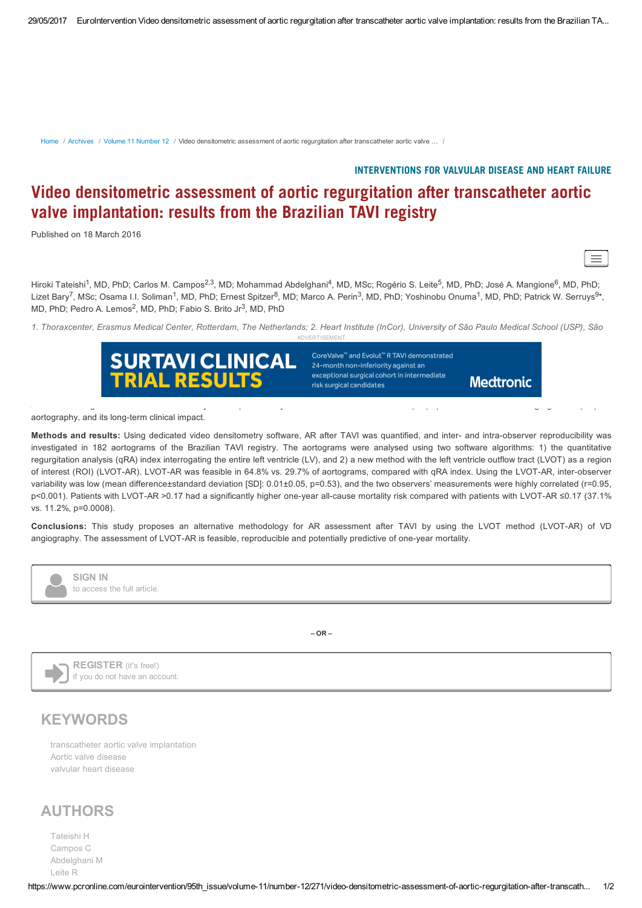INTERVENTIONS FOR VALVULAR DISEASE AND HEART FAILURE

# Video densitometric assessment of aortic regurgitation after transcatheter aortic valve implantation: results from the Brazilian TAVI registry

Published on 18 March 2016

Hiroki Tateishi[1], MD, PhD; Carlos M. Campos[2,3], MD; Mohammad Abdelghani[4], MD, MSc; Rogério S. Leite[5], MD, PhD; José A. Mangione[6], MD, PhD; Lizet Bary[7], MSc; Osama I.I. Soliman[1], MD, PhD; Ernest Spitzer[8], MD; Marco A. Perin[3], MD, PhD; Yoshinobu Onuma[1], MD, PhD; Patrick W. Serruys[9*], MD, PhD; Pedro A. Lemos[2], MD, PhD; Fabio S. Brito Jr[3], MD, PhD

*1. Thoraxcenter, Erasmus Medical Center, Rotterdam, The Netherlands; 2. Heart Institute (InCor), University of São Paulo Medical School (USP), São*

aortography, and its long-term clinical impact.

**Methods and results:** Using dedicated video densitometry software, AR after TAVI was quantified, and inter- and intra-observer reproducibility was investigated in 182 aortograms of the Brazilian TAVI registry. The aortograms were analysed using two software algorithms: 1) the quantitative regurgitation analysis (qRA) index interrogating the entire left ventricle (LV), and 2) a new method with the left ventricle outflow tract (LVOT) as a region of interest (ROI) (LVOT-AR). LVOT-AR was feasible in 64.8% vs. 29.7% of aortograms, compared with qRA index. Using the LVOT-AR, inter-observer variability was low (mean difference±standard deviation [SD]: 0.01±0.05, p=0.53), and the two observers' measurements were highly correlated (r=0.95, p<0.001). Patients with LVOT-AR >0.17 had a significantly higher one-year all-cause mortality risk compared with patients with LVOT-AR ≤0.17 (37.1% vs. 11.2%, p=0.0008).

**Conclusions:** This study proposes an alternative methodology for AR assessment after TAVI by using the LVOT method (LVOT-AR) of VD angiography. The assessment of LVOT-AR is feasible, reproducible and potentially predictive of one-year mortality.

## KEYWORDS

- transcatheter aortic valve implantation
- Aortic valve disease
- valvular heart disease

## AUTHORS

- Tateishi H
- Campos C
- Abdelghani M
- Leite R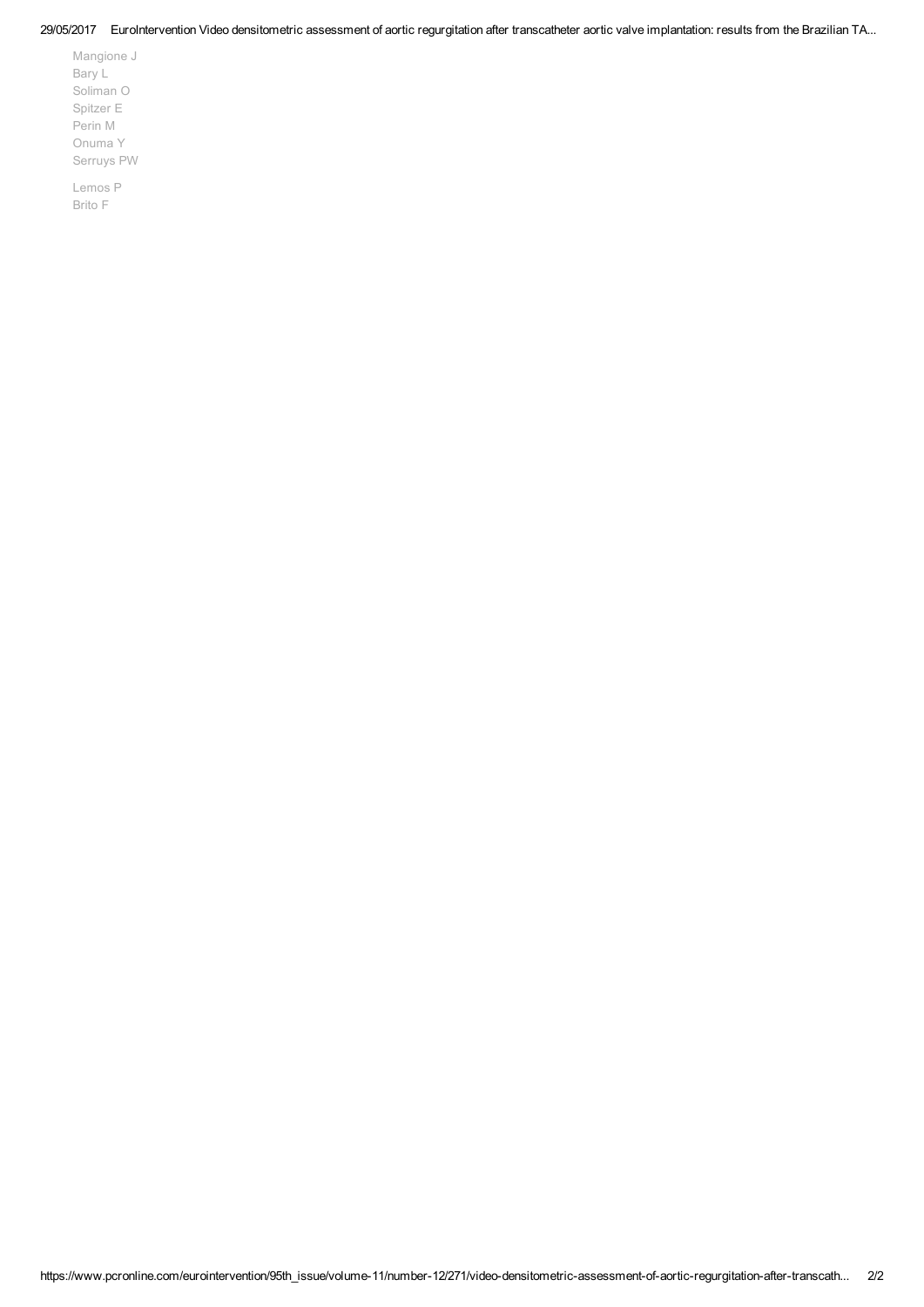Mangione J
Bary L
Soliman O
Spitzer E
Perin M
Onuma Y
Serruys PW

Lemos P
Brito F